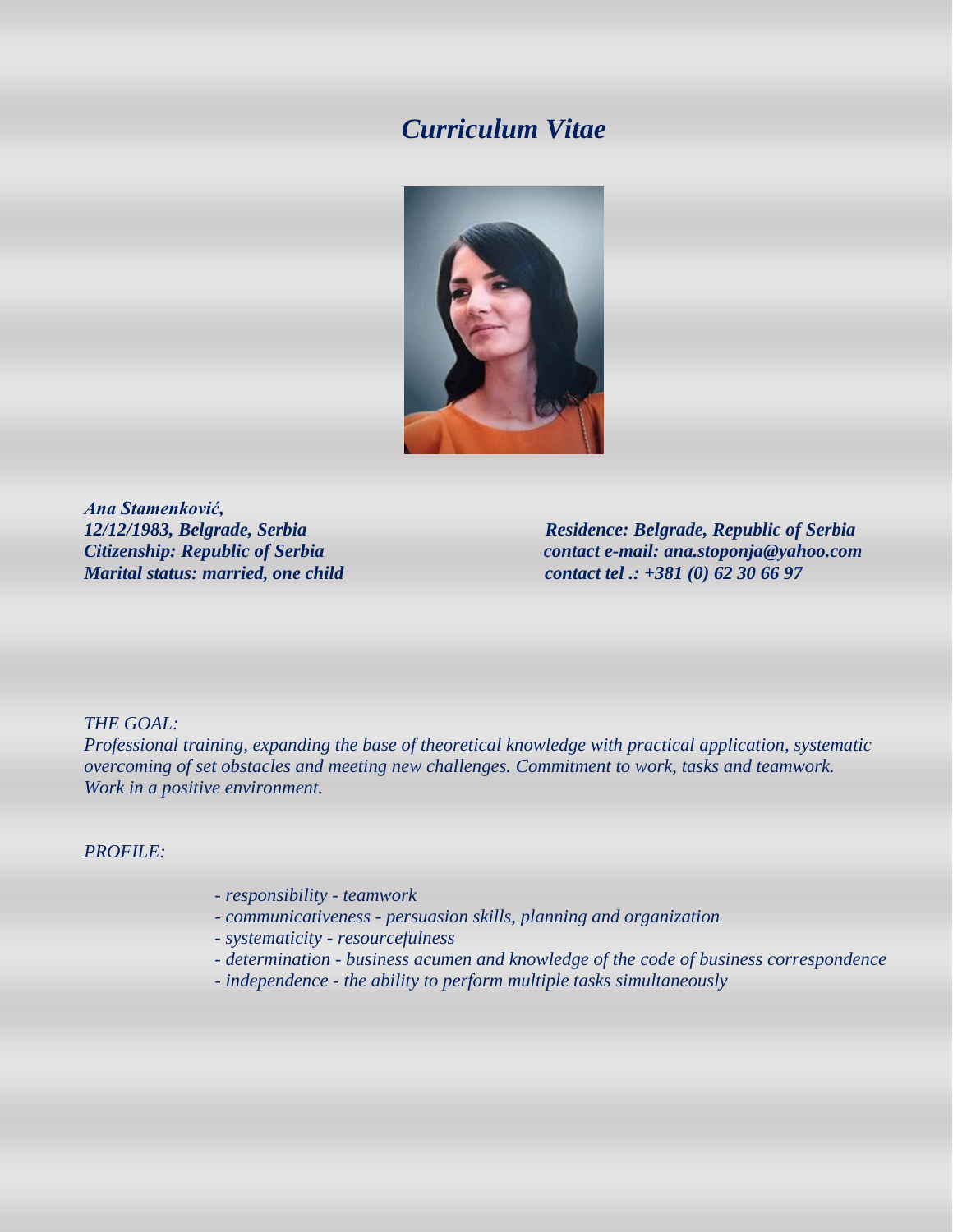# *Curriculum Vitae*

***Ana Stamenković,***
***12/12/1983, Belgrade, Serbia***
***Citizenship: Republic of Serbia***
***Marital status: married, one child***

***Residence: Belgrade, Republic of Serbia***
***contact e-mail: ana.stoponja@yahoo.com***
***contact tel .: +381 (0) 62 30 66 97***

*THE GOAL:*

*Professional training, expanding the base of theoretical knowledge with practical application, systematic overcoming of set obstacles and meeting new challenges. Commitment to work, tasks and teamwork. Work in a positive environment.*

*PROFILE:*

- *responsibility - teamwork*
- *communicativeness - persuasion skills, planning and organization*
- *systematicity - resourcefulness*
- *determination - business acumen and knowledge of the code of business correspondence*
- *independence - the ability to perform multiple tasks simultaneously*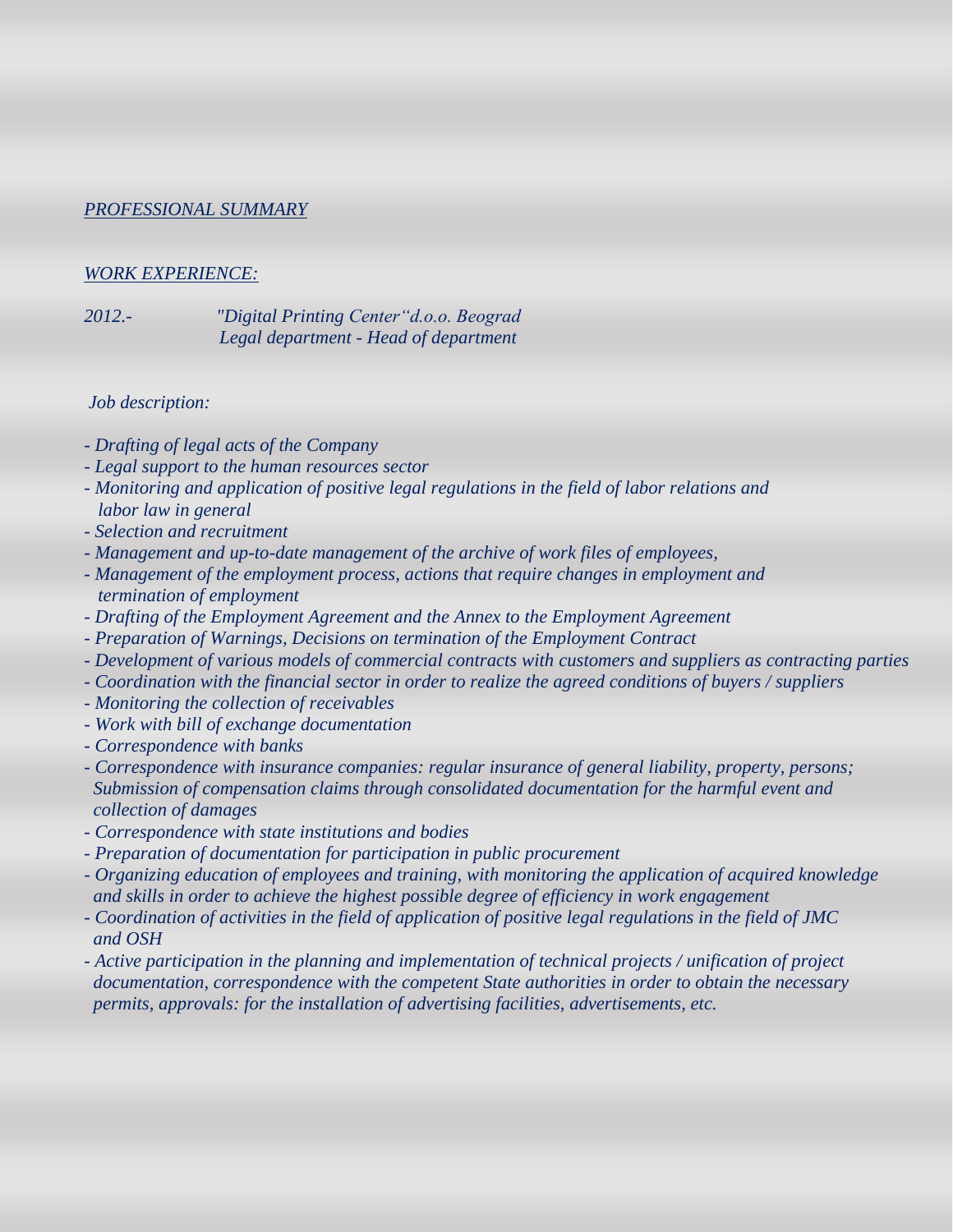*PROFESSIONAL SUMMARY*

*WORK EXPERIENCE:*

*2012.-* *"Digital Printing Center"d.o.o. Beograd*
*Legal department - Head of department*

*Job description:*

- *Drafting of legal acts of the Company*
- *Legal support to the human resources sector*
- *Monitoring and application of positive legal regulations in the field of labor relations and labor law in general*
- *Selection and recruitment*
- *Management and up-to-date management of the archive of work files of employees,*
- *Management of the employment process, actions that require changes in employment and termination of employment*
- *Drafting of the Employment Agreement and the Annex to the Employment Agreement*
- *Preparation of Warnings, Decisions on termination of the Employment Contract*
- *Development of various models of commercial contracts with customers and suppliers as contracting parties*
- *Coordination with the financial sector in order to realize the agreed conditions of buyers / suppliers*
- *Monitoring the collection of receivables*
- *Work with bill of exchange documentation*
- *Correspondence with banks*
- *Correspondence with insurance companies: regular insurance of general liability, property, persons; Submission of compensation claims through consolidated documentation for the harmful event and collection of damages*
- *Correspondence with state institutions and bodies*
- *Preparation of documentation for participation in public procurement*
- *Organizing education of employees and training, with monitoring the application of acquired knowledge and skills in order to achieve the highest possible degree of efficiency in work engagement*
- *Coordination of activities in the field of application of positive legal regulations in the field of JMC and OSH*
- *Active participation in the planning and implementation of technical projects / unification of project documentation, correspondence with the competent State authorities in order to obtain the necessary permits, approvals: for the installation of advertising facilities, advertisements, etc.*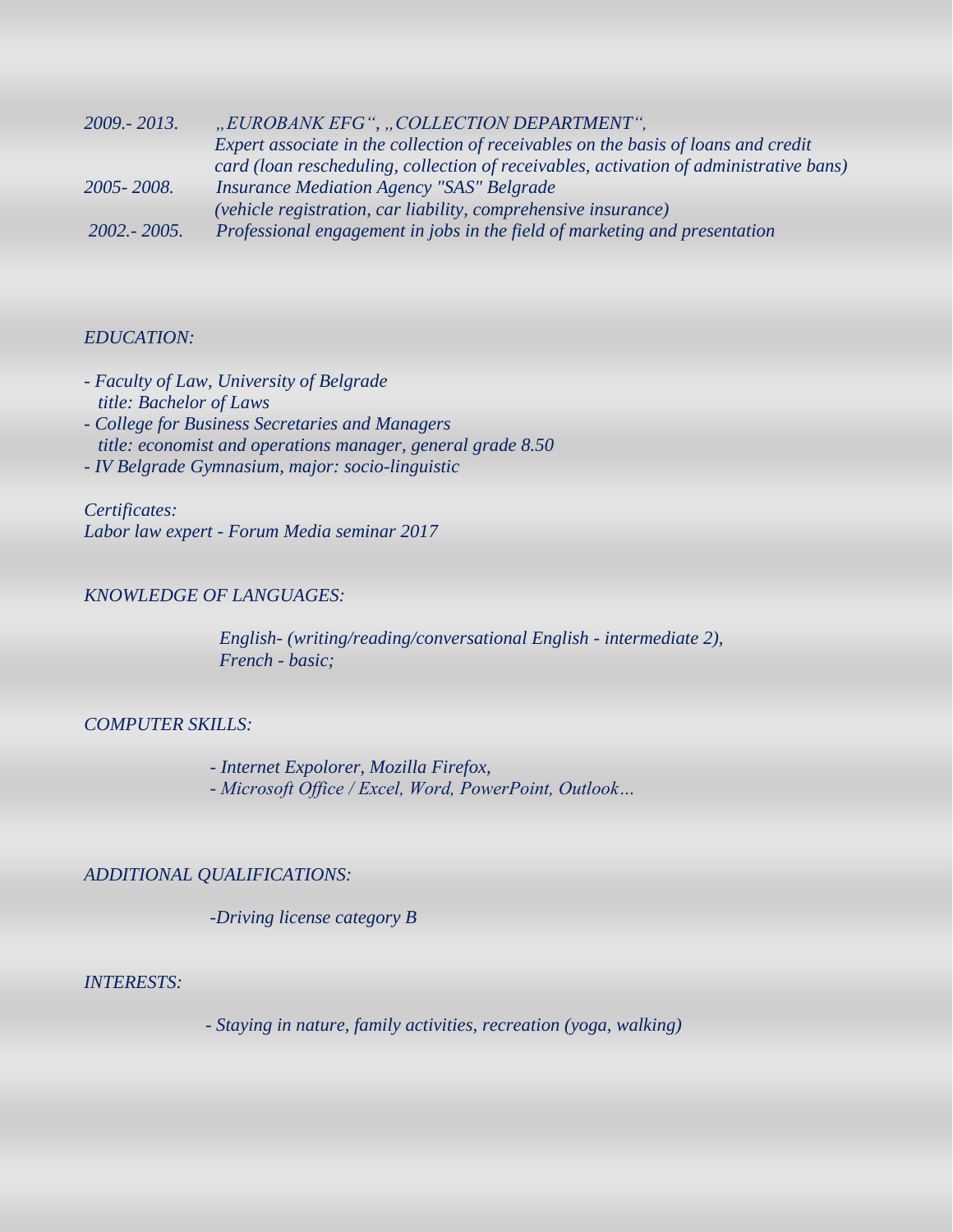*2009.- 2013.* *„EUROBANK EFG“, „COLLECTION DEPARTMENT“,*
*Expert associate in the collection of receivables on the basis of loans and credit card (loan rescheduling, collection of receivables, activation of administrative bans)*

*2005- 2008.* *Insurance Mediation Agency "SAS" Belgrade*
*(vehicle registration, car liability, comprehensive insurance)*

*2002.- 2005.* *Professional engagement in jobs in the field of marketing and presentation*

## *EDUCATION:*

- *Faculty of Law, University of Belgrade*
  *title: Bachelor of Laws*
- *College for Business Secretaries and Managers*
  *title: economist and operations manager, general grade 8.50*
- *IV Belgrade Gymnasium, major: socio-linguistic*

*Certificates:*
*Labor law expert - Forum Media seminar 2017*

## *KNOWLEDGE OF LANGUAGES:*

*English- (writing/reading/conversational English - intermediate 2),*
*French - basic;*

## *COMPUTER SKILLS:*

- *Internet Expolorer, Mozilla Firefox,*
- *Microsoft Office / Excel, Word, PowerPoint, Outlook…*

## *ADDITIONAL QUALIFICATIONS:*

*-Driving license category B*

## *INTERESTS:*

- *Staying in nature, family activities, recreation (yoga, walking)*